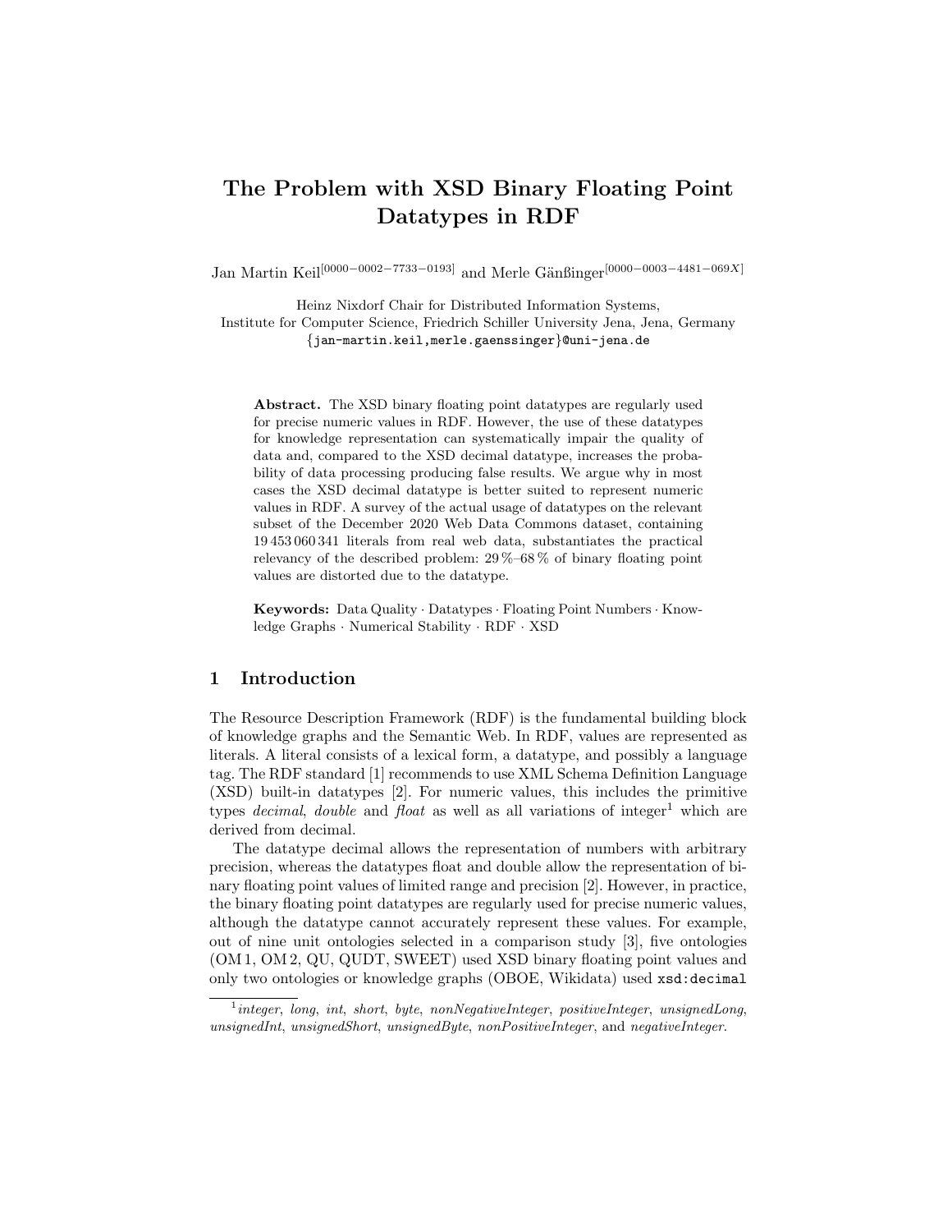# The Problem with XSD Binary Floating Point Datatypes in RDF

Jan Martin Keil[0000−0002−7733−0193] and Merle Gänßinger[0000−0003−4481−069X]

Heinz Nixdorf Chair for Distributed Information Systems,
Institute for Computer Science, Friedrich Schiller University Jena, Jena, Germany
{jan-martin.keil,merle.gaenssinger}@uni-jena.de

**Abstract.** The XSD binary floating point datatypes are regularly used for precise numeric values in RDF. However, the use of these datatypes for knowledge representation can systematically impair the quality of data and, compared to the XSD decimal datatype, increases the probability of data processing producing false results. We argue why in most cases the XSD decimal datatype is better suited to represent numeric values in RDF. A survey of the actual usage of datatypes on the relevant subset of the December 2020 Web Data Commons dataset, containing 19 453 060 341 literals from real web data, substantiates the practical relevancy of the described problem: 29 %–68 % of binary floating point values are distorted due to the datatype.

**Keywords:** Data Quality · Datatypes · Floating Point Numbers · Knowledge Graphs · Numerical Stability · RDF · XSD

## 1 Introduction

The Resource Description Framework (RDF) is the fundamental building block of knowledge graphs and the Semantic Web. In RDF, values are represented as literals. A literal consists of a lexical form, a datatype, and possibly a language tag. The RDF standard [1] recommends to use XML Schema Definition Language (XSD) built-in datatypes [2]. For numeric values, this includes the primitive types *decimal*, *double* and *float* as well as all variations of integer[1] which are derived from decimal.

The datatype decimal allows the representation of numbers with arbitrary precision, whereas the datatypes float and double allow the representation of binary floating point values of limited range and precision [2]. However, in practice, the binary floating point datatypes are regularly used for precise numeric values, although the datatype cannot accurately represent these values. For example, out of nine unit ontologies selected in a comparison study [3], five ontologies (OM 1, OM 2, QU, QUDT, SWEET) used XSD binary floating point values and only two ontologies or knowledge graphs (OBOE, Wikidata) used `xsd:decimal`

[1] *integer*, *long*, *int*, *short*, *byte*, *nonNegativeInteger*, *positiveInteger*, *unsignedLong*, *unsignedInt*, *unsignedShort*, *unsignedByte*, *nonPositiveInteger*, and *negativeInteger*.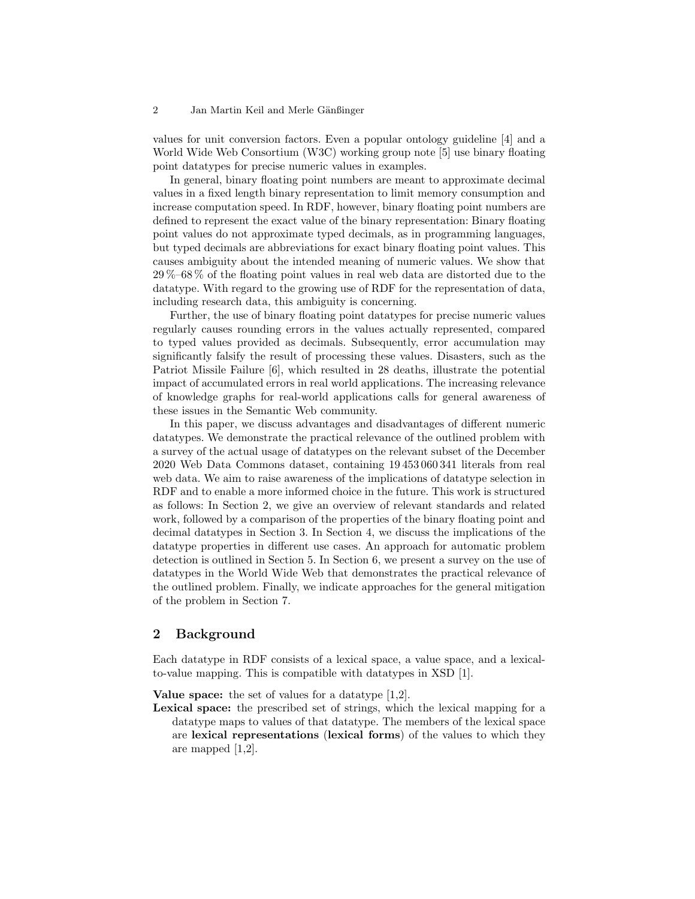values for unit conversion factors. Even a popular ontology guideline [4] and a World Wide Web Consortium (W3C) working group note [5] use binary floating point datatypes for precise numeric values in examples.

In general, binary floating point numbers are meant to approximate decimal values in a fixed length binary representation to limit memory consumption and increase computation speed. In RDF, however, binary floating point numbers are defined to represent the exact value of the binary representation: Binary floating point values do not approximate typed decimals, as in programming languages, but typed decimals are abbreviations for exact binary floating point values. This causes ambiguity about the intended meaning of numeric values. We show that 29 %–68 % of the floating point values in real web data are distorted due to the datatype. With regard to the growing use of RDF for the representation of data, including research data, this ambiguity is concerning.

Further, the use of binary floating point datatypes for precise numeric values regularly causes rounding errors in the values actually represented, compared to typed values provided as decimals. Subsequently, error accumulation may significantly falsify the result of processing these values. Disasters, such as the Patriot Missile Failure [6], which resulted in 28 deaths, illustrate the potential impact of accumulated errors in real world applications. The increasing relevance of knowledge graphs for real-world applications calls for general awareness of these issues in the Semantic Web community.

In this paper, we discuss advantages and disadvantages of different numeric datatypes. We demonstrate the practical relevance of the outlined problem with a survey of the actual usage of datatypes on the relevant subset of the December 2020 Web Data Commons dataset, containing 19 453 060 341 literals from real web data. We aim to raise awareness of the implications of datatype selection in RDF and to enable a more informed choice in the future. This work is structured as follows: In Section 2, we give an overview of relevant standards and related work, followed by a comparison of the properties of the binary floating point and decimal datatypes in Section 3. In Section 4, we discuss the implications of the datatype properties in different use cases. An approach for automatic problem detection is outlined in Section 5. In Section 6, we present a survey on the use of datatypes in the World Wide Web that demonstrates the practical relevance of the outlined problem. Finally, we indicate approaches for the general mitigation of the problem in Section 7.

## 2 Background

Each datatype in RDF consists of a lexical space, a value space, and a lexical-to-value mapping. This is compatible with datatypes in XSD [1].

**Value space:** the set of values for a datatype [1,2].

**Lexical space:** the prescribed set of strings, which the lexical mapping for a datatype maps to values of that datatype. The members of the lexical space are **lexical representations** (**lexical forms**) of the values to which they are mapped [1,2].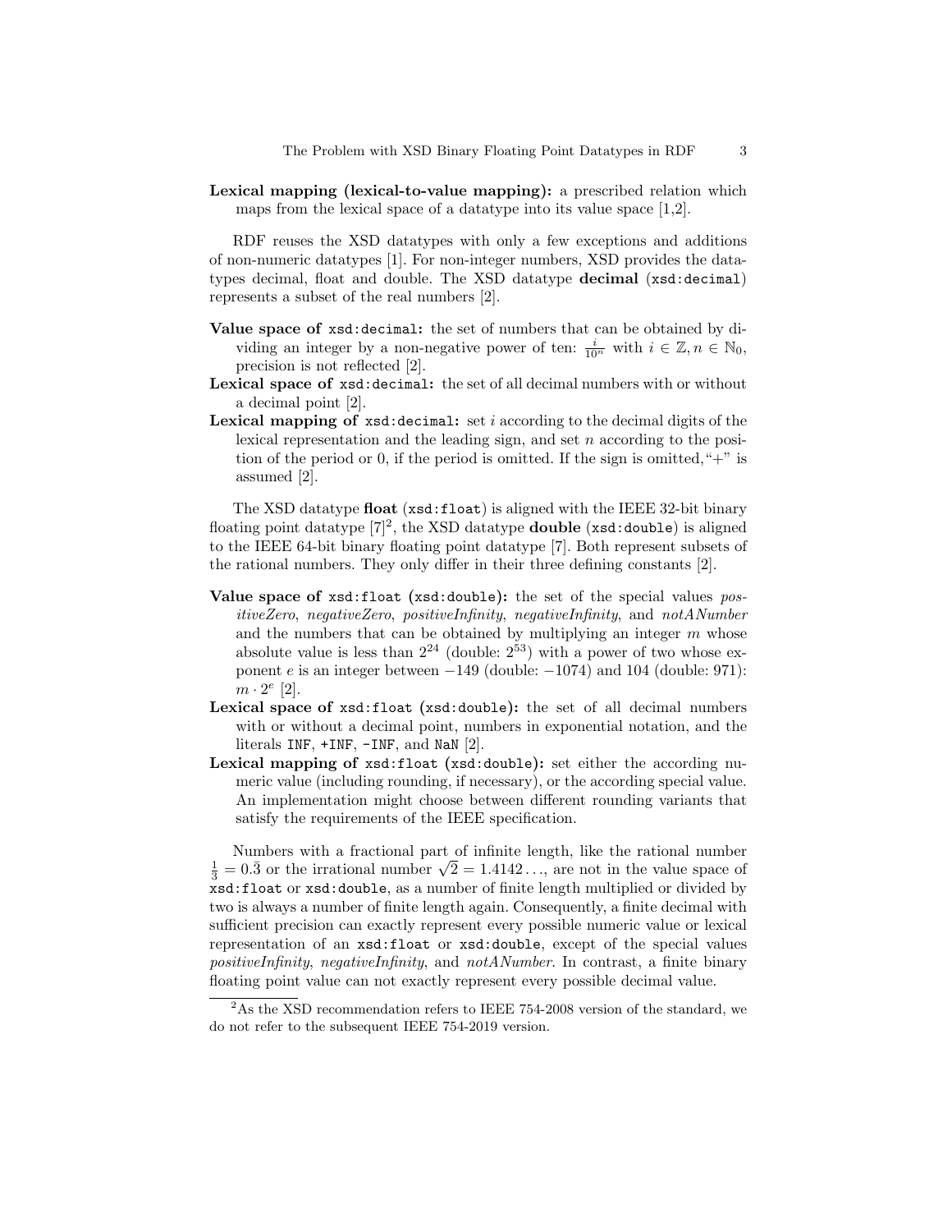**Lexical mapping (lexical-to-value mapping):** a prescribed relation which maps from the lexical space of a datatype into its value space [1,2].

RDF reuses the XSD datatypes with only a few exceptions and additions of non-numeric datatypes [1]. For non-integer numbers, XSD provides the datatypes decimal, float and double. The XSD datatype **decimal** (`xsd:decimal`) represents a subset of the real numbers [2].

**Value space of `xsd:decimal`:** the set of numbers that can be obtained by dividing an integer by a non-negative power of ten: $\frac{i}{10^n}$ with $i \in \mathbb{Z}, n \in \mathbb{N}_0$, precision is not reflected [2].

**Lexical space of `xsd:decimal`:** the set of all decimal numbers with or without a decimal point [2].

**Lexical mapping of `xsd:decimal`:** set $i$ according to the decimal digits of the lexical representation and the leading sign, and set $n$ according to the position of the period or 0, if the period is omitted. If the sign is omitted, "+" is assumed [2].

The XSD datatype **float** (`xsd:float`) is aligned with the IEEE 32-bit binary floating point datatype [7][2], the XSD datatype **double** (`xsd:double`) is aligned to the IEEE 64-bit binary floating point datatype [7]. Both represent subsets of the rational numbers. They only differ in their three defining constants [2].

**Value space of `xsd:float` (`xsd:double`):** the set of the special values *positiveZero*, *negativeZero*, *positiveInfinity*, *negativeInfinity*, and *notANumber* and the numbers that can be obtained by multiplying an integer $m$ whose absolute value is less than $2^{24}$ (double: $2^{53}$) with a power of two whose exponent $e$ is an integer between $-149$ (double: $-1074$) and 104 (double: 971): $m \cdot 2^e$ [2].

**Lexical space of `xsd:float` (`xsd:double`):** the set of all decimal numbers with or without a decimal point, numbers in exponential notation, and the literals `INF`, `+INF`, `-INF`, and `NaN` [2].

**Lexical mapping of `xsd:float` (`xsd:double`):** set either the according numeric value (including rounding, if necessary), or the according special value. An implementation might choose between different rounding variants that satisfy the requirements of the IEEE specification.

Numbers with a fractional part of infinite length, like the rational number $\frac{1}{3} = 0.\bar{3}$ or the irrational number $\sqrt{2} = 1.4142\ldots$, are not in the value space of `xsd:float` or `xsd:double`, as a number of finite length multiplied or divided by two is always a number of finite length again. Consequently, a finite decimal with sufficient precision can exactly represent every possible numeric value or lexical representation of an `xsd:float` or `xsd:double`, except of the special values *positiveInfinity*, *negativeInfinity*, and *notANumber*. In contrast, a finite binary floating point value can not exactly represent every possible decimal value.

---

[2] As the XSD recommendation refers to IEEE 754-2008 version of the standard, we do not refer to the subsequent IEEE 754-2019 version.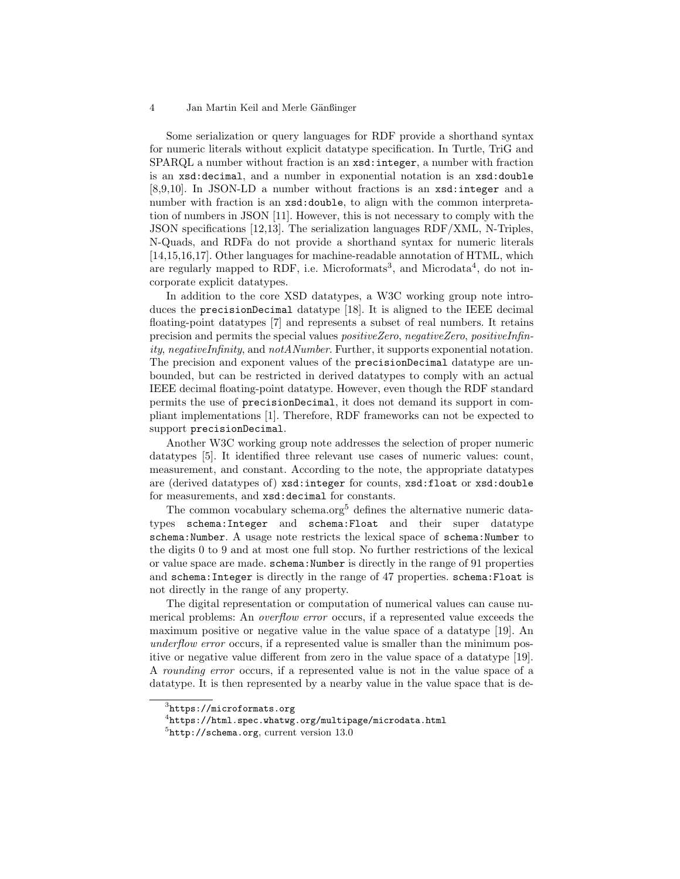Some serialization or query languages for RDF provide a shorthand syntax for numeric literals without explicit datatype specification. In Turtle, TriG and SPARQL a number without fraction is an `xsd:integer`, a number with fraction is an `xsd:decimal`, and a number in exponential notation is an `xsd:double` [8,9,10]. In JSON-LD a number without fractions is an `xsd:integer` and a number with fraction is an `xsd:double`, to align with the common interpretation of numbers in JSON [11]. However, this is not necessary to comply with the JSON specifications [12,13]. The serialization languages RDF/XML, N-Triples, N-Quads, and RDFa do not provide a shorthand syntax for numeric literals [14,15,16,17]. Other languages for machine-readable annotation of HTML, which are regularly mapped to RDF, i.e. Microformats[3], and Microdata[4], do not incorporate explicit datatypes.

In addition to the core XSD datatypes, a W3C working group note introduces the `precisionDecimal` datatype [18]. It is aligned to the IEEE decimal floating-point datatypes [7] and represents a subset of real numbers. It retains precision and permits the special values *positiveZero*, *negativeZero*, *positiveInfinity*, *negativeInfinity*, and *notANumber*. Further, it supports exponential notation. The precision and exponent values of the `precisionDecimal` datatype are unbounded, but can be restricted in derived datatypes to comply with an actual IEEE decimal floating-point datatype. However, even though the RDF standard permits the use of `precisionDecimal`, it does not demand its support in compliant implementations [1]. Therefore, RDF frameworks can not be expected to support `precisionDecimal`.

Another W3C working group note addresses the selection of proper numeric datatypes [5]. It identified three relevant use cases of numeric values: count, measurement, and constant. According to the note, the appropriate datatypes are (derived datatypes of) `xsd:integer` for counts, `xsd:float` or `xsd:double` for measurements, and `xsd:decimal` for constants.

The common vocabulary schema.org[5] defines the alternative numeric datatypes `schema:Integer` and `schema:Float` and their super datatype `schema:Number`. A usage note restricts the lexical space of `schema:Number` to the digits 0 to 9 and at most one full stop. No further restrictions of the lexical or value space are made. `schema:Number` is directly in the range of 91 properties and `schema:Integer` is directly in the range of 47 properties. `schema:Float` is not directly in the range of any property.

The digital representation or computation of numerical values can cause numerical problems: An *overflow error* occurs, if a represented value exceeds the maximum positive or negative value in the value space of a datatype [19]. An *underflow error* occurs, if a represented value is smaller than the minimum positive or negative value different from zero in the value space of a datatype [19]. A *rounding error* occurs, if a represented value is not in the value space of a datatype. It is then represented by a nearby value in the value space that is de-

[3] `https://microformats.org`

[4] `https://html.spec.whatwg.org/multipage/microdata.html`

[5] `http://schema.org`, current version 13.0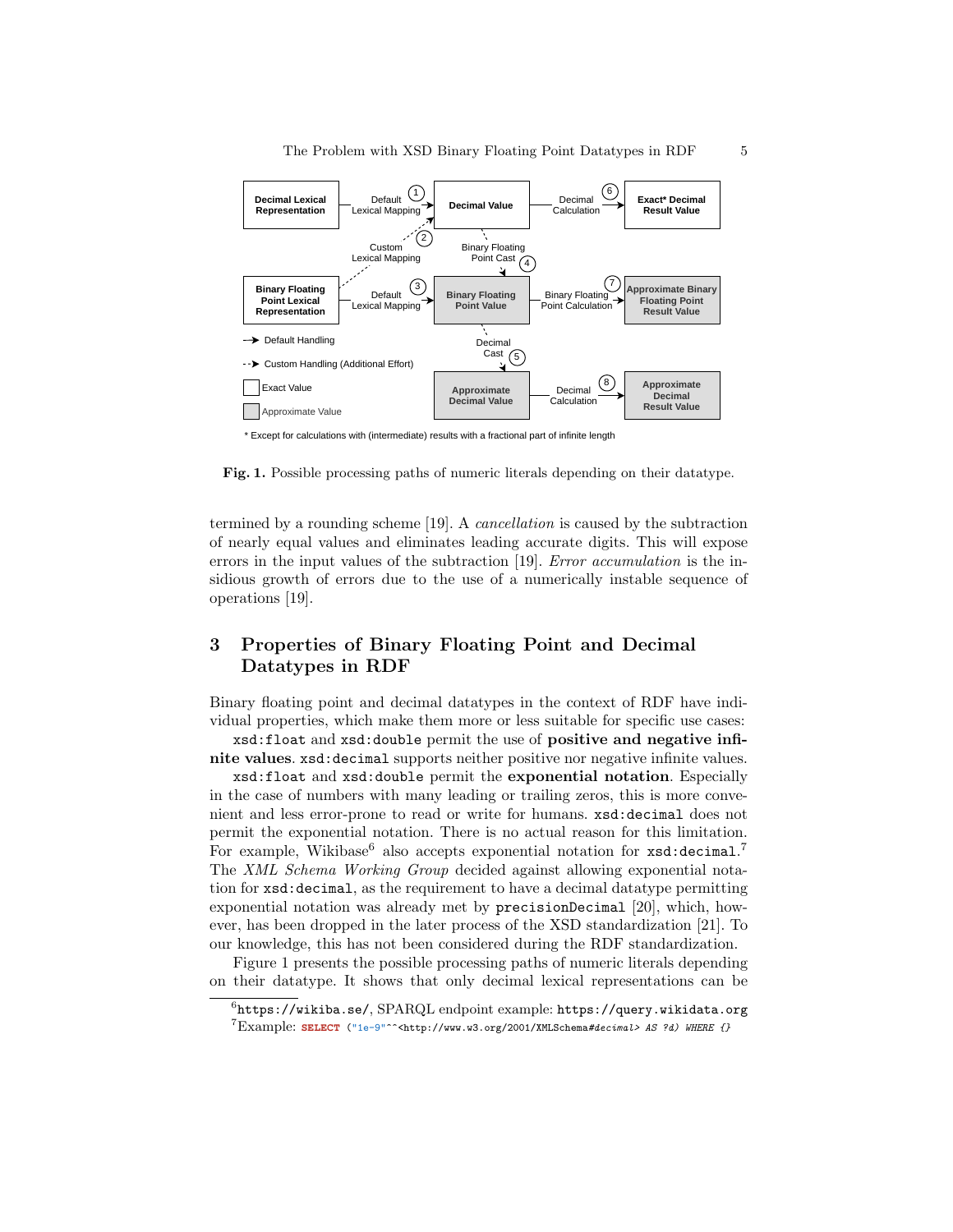termined by a rounding scheme [19]. A *cancellation* is caused by the subtraction of nearly equal values and eliminates leading accurate digits. This will expose errors in the input values of the subtraction [19]. *Error accumulation* is the insidious growth of errors due to the use of a numerically instable sequence of operations [19].

Decimal Lexical Representation → (1) Default Lexical Mapping → Decimal Value → (6) Decimal Calculation → Exact* Decimal Result Value

Binary Floating Point Lexical Representation ⇢ (2) Custom Lexical Mapping ⇢ Decimal Value

Binary Floating Point Lexical Representation → (3) Default Lexical Mapping → Binary Floating Point Value → (7) Binary Floating Point Calculation → Approximate Binary Floating Point Result Value

Decimal Value ⇢ (4) Binary Floating Point Cast ⇢ Binary Floating Point Value

Binary Floating Point Value ⇢ (5) Decimal Cast ⇢ Approximate Decimal Value → (8) Decimal Calculation → Approximate Decimal Result Value

→ Default Handling
⇢ Custom Handling (Additional Effort)
☐ Exact Value
■ Approximate Value

\* Except for calculations with (intermediate) results with a fractional part of infinite length

**Fig. 1.** Possible processing paths of numeric literals depending on their datatype.

## 3 Properties of Binary Floating Point and Decimal Datatypes in RDF

Binary floating point and decimal datatypes in the context of RDF have individual properties, which make them more or less suitable for specific use cases:

`xsd:float` and `xsd:double` permit the use of **positive and negative infinite values**. `xsd:decimal` supports neither positive nor negative infinite values.

`xsd:float` and `xsd:double` permit the **exponential notation**. Especially in the case of numbers with many leading or trailing zeros, this is more convenient and less error-prone to read or write for humans. `xsd:decimal` does not permit the exponential notation. There is no actual reason for this limitation. For example, Wikibase[6] also accepts exponential notation for `xsd:decimal`.[7] The *XML Schema Working Group* decided against allowing exponential notation for `xsd:decimal`, as the requirement to have a decimal datatype permitting exponential notation was already met by `precisionDecimal` [20], which, however, has been dropped in the later process of the XSD standardization [21]. To our knowledge, this has not been considered during the RDF standardization.

Figure 1 presents the possible processing paths of numeric literals depending on their datatype. It shows that only decimal lexical representations can be

[6] `https://wikiba.se/`, SPARQL endpoint example: `https://query.wikidata.org`

[7] Example: `SELECT ("1e-9"^^<http://www.w3.org/2001/XMLSchema#decimal> AS ?d) WHERE {}`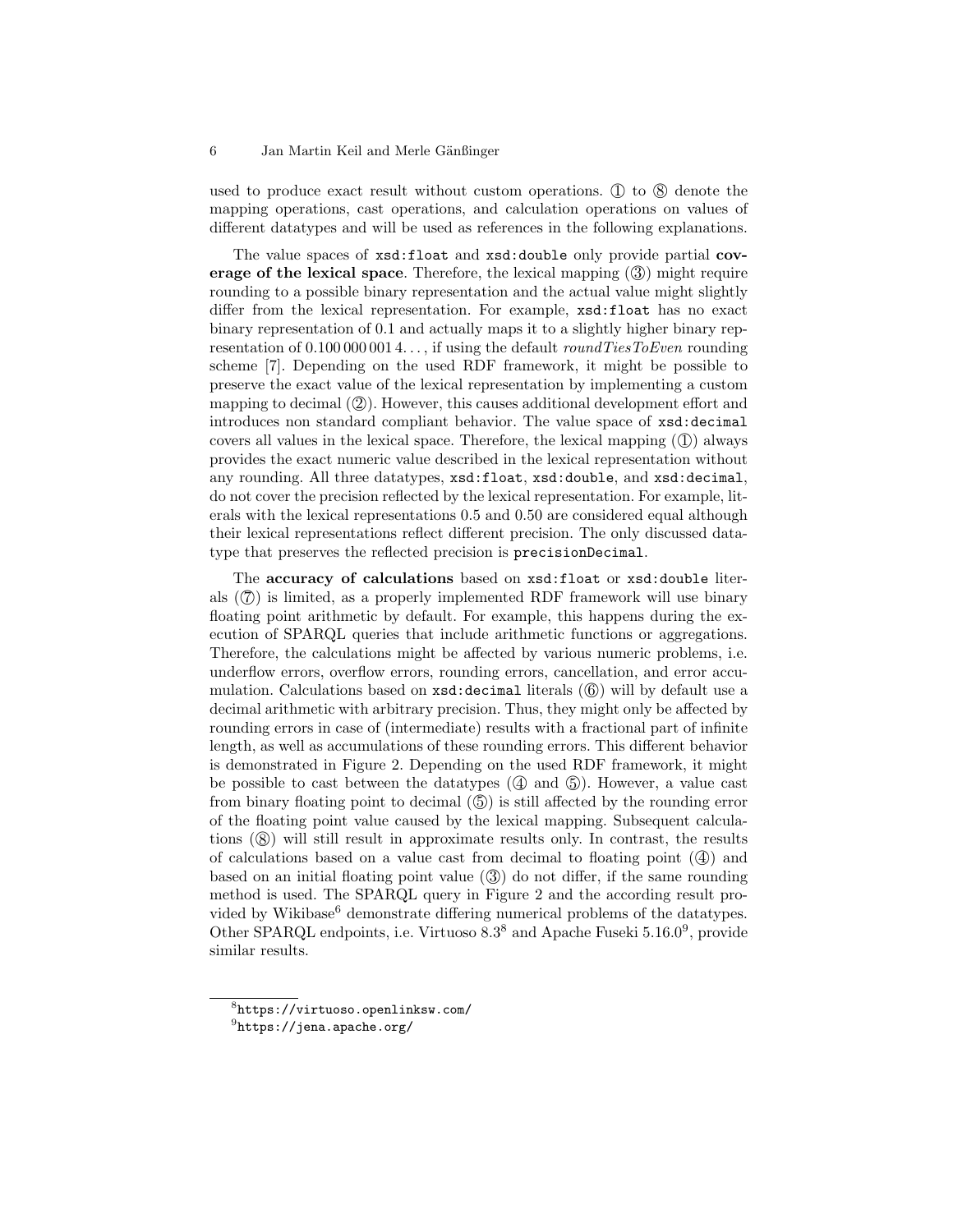used to produce exact result without custom operations. ① to ⑧ denote the mapping operations, cast operations, and calculation operations on values of different datatypes and will be used as references in the following explanations.

The value spaces of `xsd:float` and `xsd:double` only provide partial **coverage of the lexical space**. Therefore, the lexical mapping (③) might require rounding to a possible binary representation and the actual value might slightly differ from the lexical representation. For example, `xsd:float` has no exact binary representation of 0.1 and actually maps it to a slightly higher binary representation of 0.100 000 001 4. . . , if using the default *roundTiesToEven* rounding scheme [7]. Depending on the used RDF framework, it might be possible to preserve the exact value of the lexical representation by implementing a custom mapping to decimal (②). However, this causes additional development effort and introduces non standard compliant behavior. The value space of `xsd:decimal` covers all values in the lexical space. Therefore, the lexical mapping (①) always provides the exact numeric value described in the lexical representation without any rounding. All three datatypes, `xsd:float`, `xsd:double`, and `xsd:decimal`, do not cover the precision reflected by the lexical representation. For example, literals with the lexical representations 0.5 and 0.50 are considered equal although their lexical representations reflect different precision. The only discussed datatype that preserves the reflected precision is `precisionDecimal`.

The **accuracy of calculations** based on `xsd:float` or `xsd:double` literals (⑦) is limited, as a properly implemented RDF framework will use binary floating point arithmetic by default. For example, this happens during the execution of SPARQL queries that include arithmetic functions or aggregations. Therefore, the calculations might be affected by various numeric problems, i.e. underflow errors, overflow errors, rounding errors, cancellation, and error accumulation. Calculations based on `xsd:decimal` literals (⑥) will by default use a decimal arithmetic with arbitrary precision. Thus, they might only be affected by rounding errors in case of (intermediate) results with a fractional part of infinite length, as well as accumulations of these rounding errors. This different behavior is demonstrated in Figure 2. Depending on the used RDF framework, it might be possible to cast between the datatypes (④ and ⑤). However, a value cast from binary floating point to decimal (⑤) is still affected by the rounding error of the floating point value caused by the lexical mapping. Subsequent calculations (⑧) will still result in approximate results only. In contrast, the results of calculations based on a value cast from decimal to floating point (④) and based on an initial floating point value (③) do not differ, if the same rounding method is used. The SPARQL query in Figure 2 and the according result provided by Wikibase[6] demonstrate differing numerical problems of the datatypes. Other SPARQL endpoints, i.e. Virtuoso 8.3[8] and Apache Fuseki 5.16.0[9], provide similar results.

[8] https://virtuoso.openlinksw.com/

[9] https://jena.apache.org/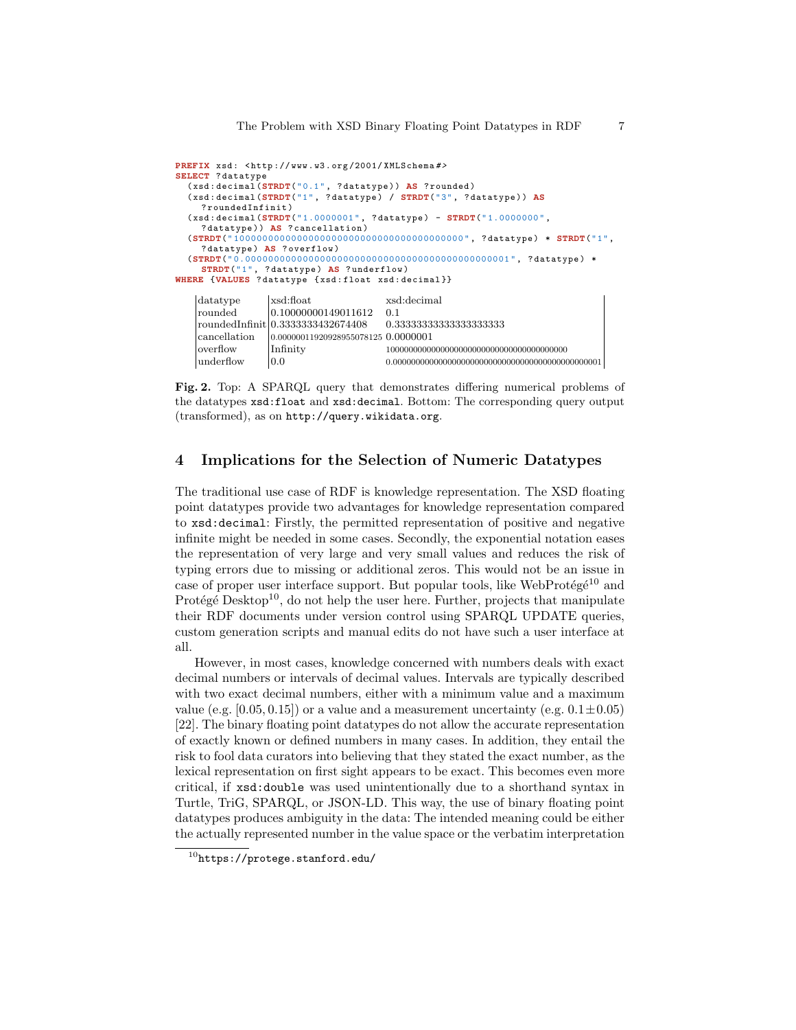```
PREFIX xsd: <http://www.w3.org/2001/XMLSchema#>
SELECT ?datatype
  (xsd:decimal(STRDT("0.1", ?datatype)) AS ?rounded)
  (xsd:decimal(STRDT("1", ?datatype) / STRDT("3", ?datatype)) AS
    ?roundedInfinit)
  (xsd:decimal(STRDT("1.0000001", ?datatype) - STRDT("1.0000000",
    ?datatype)) AS ?cancellation)
  (STRDT("1000000000000000000000000000000000000000", ?datatype) * STRDT("1",
    ?datatype) AS ?overflow)
  (STRDT("0.000000000000000000000000000000000000000000001", ?datatype) *
    STRDT("1", ?datatype) AS ?underflow)
WHERE {VALUES ?datatype {xsd:float xsd:decimal}}
```

| datatype | xsd:float | xsd:decimal |
|---|---|---|
| rounded | 0.100000001490116­12 | 0.1 |
| roundedInfinit | 0.3333333432674408 | 0.33333333333333333333 |
| cancellation | 0.00000011920928955078125 | 0.0000001 |
| overflow | Infinity | 1000000000000000000000000000000000000000 |
| underflow | 0.0 | 0.000000000000000000000000000000000000000000001 |

**Fig. 2.** Top: A SPARQL query that demonstrates differing numerical problems of the datatypes `xsd:float` and `xsd:decimal`. Bottom: The corresponding query output (transformed), as on `http://query.wikidata.org`.

## 4 Implications for the Selection of Numeric Datatypes

The traditional use case of RDF is knowledge representation. The XSD floating point datatypes provide two advantages for knowledge representation compared to `xsd:decimal`: Firstly, the permitted representation of positive and negative infinite might be needed in some cases. Secondly, the exponential notation eases the representation of very large and very small values and reduces the risk of typing errors due to missing or additional zeros. This would not be an issue in case of proper user interface support. But popular tools, like WebProtégé[10] and Protégé Desktop[10], do not help the user here. Further, projects that manipulate their RDF documents under version control using SPARQL UPDATE queries, custom generation scripts and manual edits do not have such a user interface at all.

However, in most cases, knowledge concerned with numbers deals with exact decimal numbers or intervals of decimal values. Intervals are typically described with two exact decimal numbers, either with a minimum value and a maximum value (e.g. $[0.05, 0.15]$) or a value and a measurement uncertainty (e.g. $0.1 \pm 0.05$) [22]. The binary floating point datatypes do not allow the accurate representation of exactly known or defined numbers in many cases. In addition, they entail the risk to fool data curators into believing that they stated the exact number, as the lexical representation on first sight appears to be exact. This becomes even more critical, if `xsd:double` was used unintentionally due to a shorthand syntax in Turtle, TriG, SPARQL, or JSON-LD. This way, the use of binary floating point datatypes produces ambiguity in the data: The intended meaning could be either the actually represented number in the value space or the verbatim interpretation

[10] `https://protege.stanford.edu/`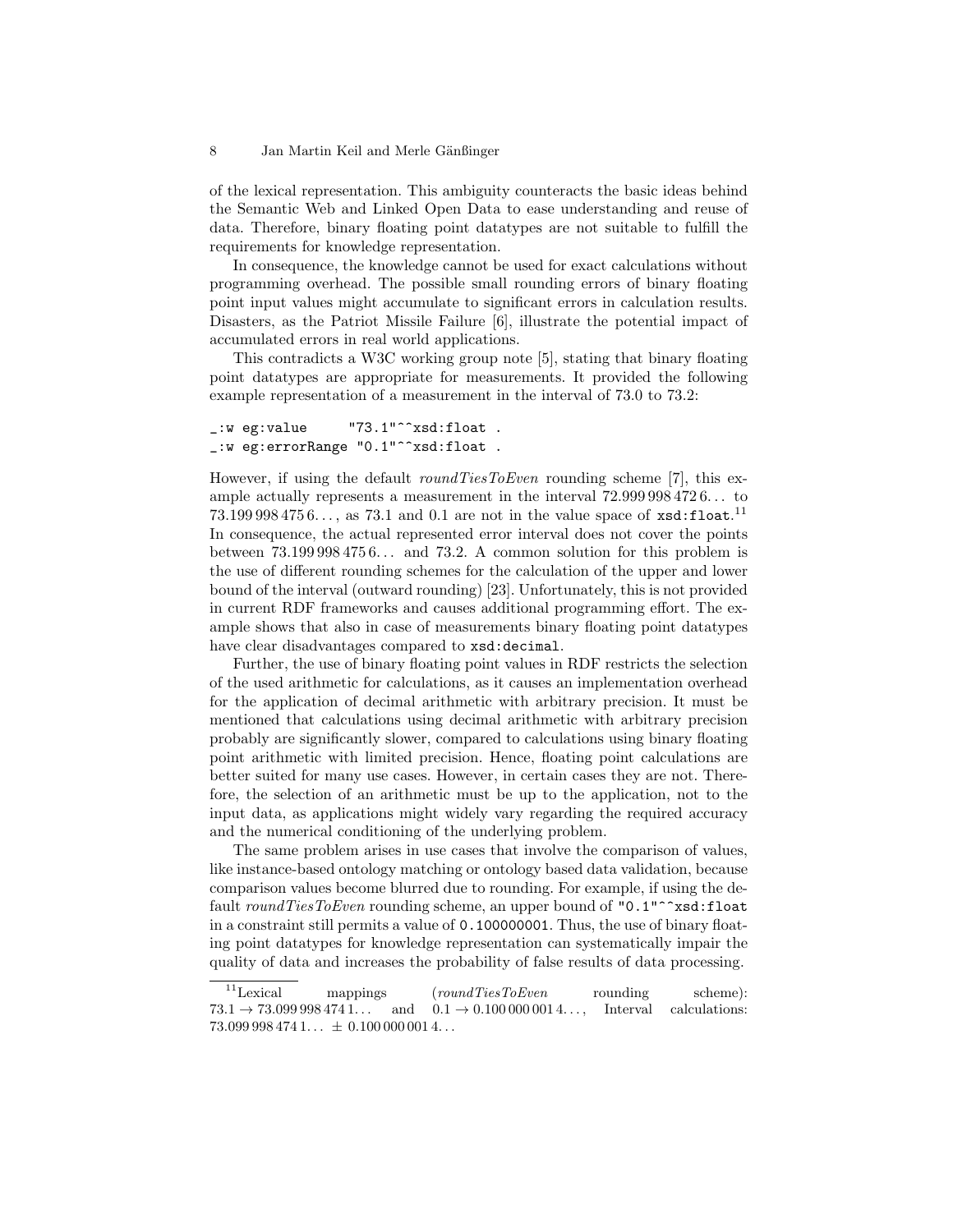of the lexical representation. This ambiguity counteracts the basic ideas behind the Semantic Web and Linked Open Data to ease understanding and reuse of data. Therefore, binary floating point datatypes are not suitable to fulfill the requirements for knowledge representation.

In consequence, the knowledge cannot be used for exact calculations without programming overhead. The possible small rounding errors of binary floating point input values might accumulate to significant errors in calculation results. Disasters, as the Patriot Missile Failure [6], illustrate the potential impact of accumulated errors in real world applications.

This contradicts a W3C working group note [5], stating that binary floating point datatypes are appropriate for measurements. It provided the following example representation of a measurement in the interval of 73.0 to 73.2:

```
_:w eg:value      "73.1"^^xsd:float .
_:w eg:errorRange "0.1"^^xsd:float .
```

However, if using the default *roundTiesToEven* rounding scheme [7], this example actually represents a measurement in the interval 72.999 998 472 6... to 73.199 998 475 6..., as 73.1 and 0.1 are not in the value space of `xsd:float`.[11] In consequence, the actual represented error interval does not cover the points between 73.199 998 475 6... and 73.2. A common solution for this problem is the use of different rounding schemes for the calculation of the upper and lower bound of the interval (outward rounding) [23]. Unfortunately, this is not provided in current RDF frameworks and causes additional programming effort. The example shows that also in case of measurements binary floating point datatypes have clear disadvantages compared to `xsd:decimal`.

Further, the use of binary floating point values in RDF restricts the selection of the used arithmetic for calculations, as it causes an implementation overhead for the application of decimal arithmetic with arbitrary precision. It must be mentioned that calculations using decimal arithmetic with arbitrary precision probably are significantly slower, compared to calculations using binary floating point arithmetic with limited precision. Hence, floating point calculations are better suited for many use cases. However, in certain cases they are not. Therefore, the selection of an arithmetic must be up to the application, not to the input data, as applications might widely vary regarding the required accuracy and the numerical conditioning of the underlying problem.

The same problem arises in use cases that involve the comparison of values, like instance-based ontology matching or ontology based data validation, because comparison values become blurred due to rounding. For example, if using the default *roundTiesToEven* rounding scheme, an upper bound of `"0.1"^^xsd:float` in a constraint still permits a value of `0.100000001`. Thus, the use of binary floating point datatypes for knowledge representation can systematically impair the quality of data and increases the probability of false results of data processing.

---

[11] Lexical mappings (*roundTiesToEven* rounding scheme): $73.1 \rightarrow 73.099\,998\,474\,1\ldots$ and $0.1 \rightarrow 0.100\,000\,001\,4\ldots$, Interval calculations: $73.099\,998\,474\,1\ldots \pm 0.100\,000\,001\,4\ldots$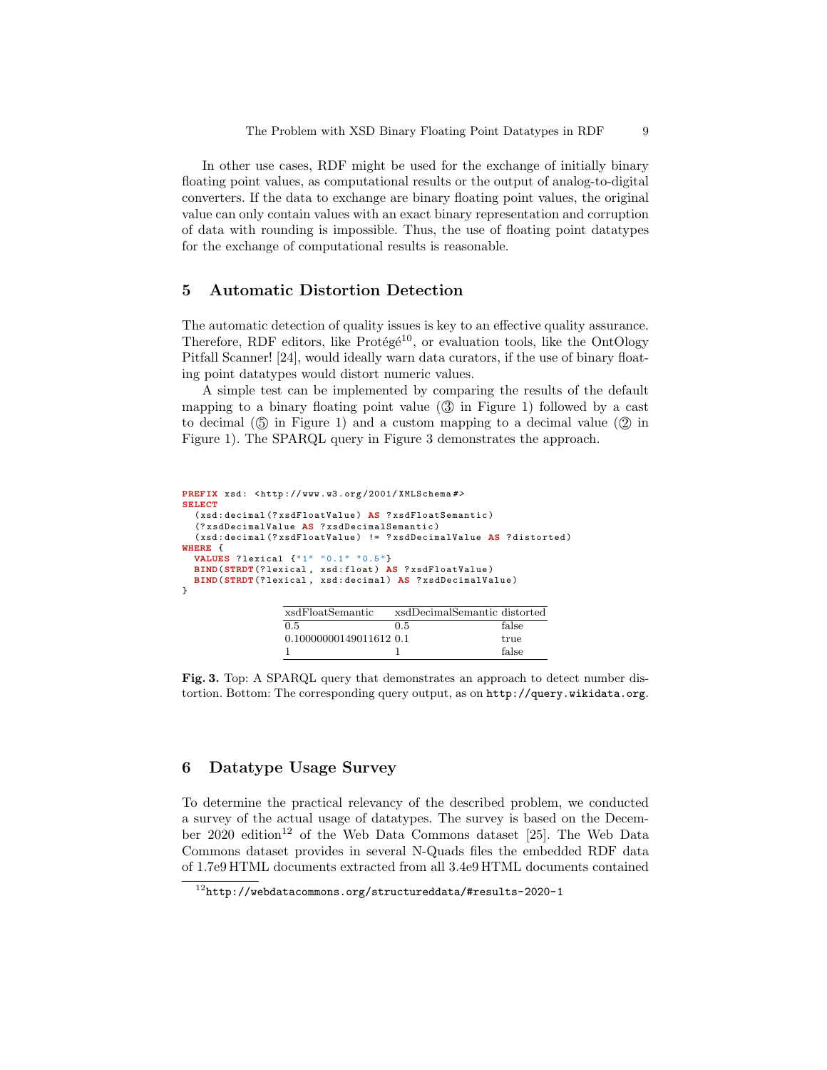In other use cases, RDF might be used for the exchange of initially binary floating point values, as computational results or the output of analog-to-digital converters. If the data to exchange are binary floating point values, the original value can only contain values with an exact binary representation and corruption of data with rounding is impossible. Thus, the use of floating point datatypes for the exchange of computational results is reasonable.

## 5 Automatic Distortion Detection

The automatic detection of quality issues is key to an effective quality assurance. Therefore, RDF editors, like Protégé[10], or evaluation tools, like the OntOlogy Pitfall Scanner! [24], would ideally warn data curators, if the use of binary floating point datatypes would distort numeric values.

A simple test can be implemented by comparing the results of the default mapping to a binary floating point value (③ in Figure 1) followed by a cast to decimal (⑤ in Figure 1) and a custom mapping to a decimal value (② in Figure 1). The SPARQL query in Figure 3 demonstrates the approach.

```
PREFIX xsd: <http://www.w3.org/2001/XMLSchema#>
SELECT
  (xsd:decimal(?xsdFloatValue) AS ?xsdFloatSemantic)
  (?xsdDecimalValue AS ?xsdDecimalSemantic)
  (xsd:decimal(?xsdFloatValue) != ?xsdDecimalValue AS ?distorted)
WHERE {
  VALUES ?lexical {"1" "0.1" "0.5"}
  BIND(STRDT(?lexical, xsd:float) AS ?xsdFloatValue)
  BIND(STRDT(?lexical, xsd:decimal) AS ?xsdDecimalValue)
}
```

| xsdFloatSemantic | xsdDecimalSemantic | distorted |
|---|---|---|
| 0.5 | 0.5 | false |
| 0.10000000149011612 | 0.1 | true |
| 1 | 1 | false |

**Fig. 3.** Top: A SPARQL query that demonstrates an approach to detect number distortion. Bottom: The corresponding query output, as on `http://query.wikidata.org`.

## 6 Datatype Usage Survey

To determine the practical relevancy of the described problem, we conducted a survey of the actual usage of datatypes. The survey is based on the December 2020 edition[12] of the Web Data Commons dataset [25]. The Web Data Commons dataset provides in several N-Quads files the embedded RDF data of 1.7e9 HTML documents extracted from all 3.4e9 HTML documents contained

[12] `http://webdatacommons.org/structureddata/#results-2020-1`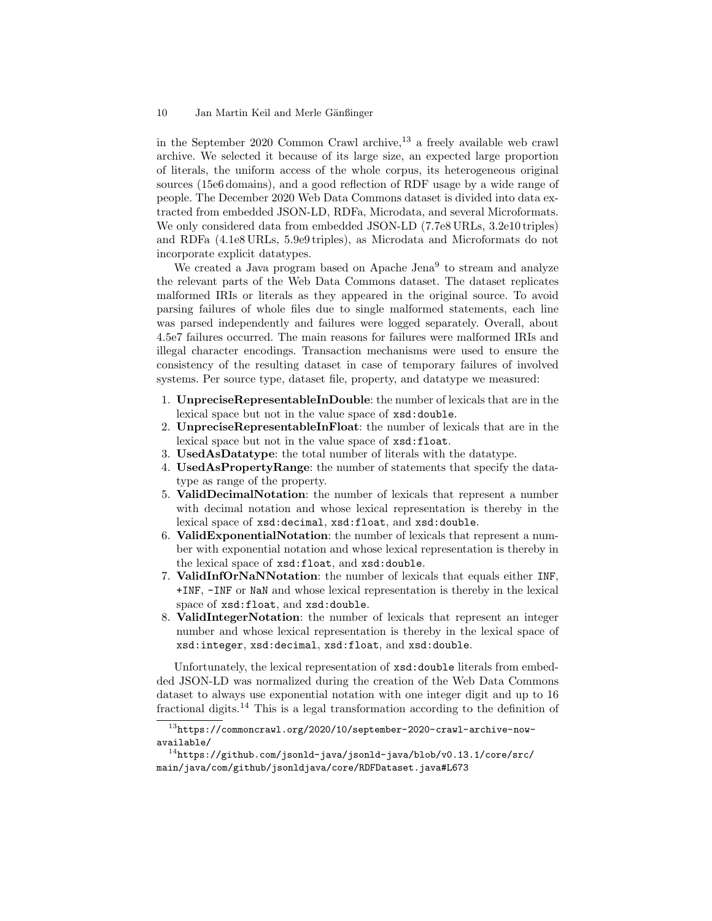in the September 2020 Common Crawl archive,[13] a freely available web crawl archive. We selected it because of its large size, an expected large proportion of literals, the uniform access of the whole corpus, its heterogeneous original sources (15e6 domains), and a good reflection of RDF usage by a wide range of people. The December 2020 Web Data Commons dataset is divided into data extracted from embedded JSON-LD, RDFa, Microdata, and several Microformats. We only considered data from embedded JSON-LD (7.7e8 URLs, 3.2e10 triples) and RDFa (4.1e8 URLs, 5.9e9 triples), as Microdata and Microformats do not incorporate explicit datatypes.

We created a Java program based on Apache Jena[9] to stream and analyze the relevant parts of the Web Data Commons dataset. The dataset replicates malformed IRIs or literals as they appeared in the original source. To avoid parsing failures of whole files due to single malformed statements, each line was parsed independently and failures were logged separately. Overall, about 4.5e7 failures occurred. The main reasons for failures were malformed IRIs and illegal character encodings. Transaction mechanisms were used to ensure the consistency of the resulting dataset in case of temporary failures of involved systems. Per source type, dataset file, property, and datatype we measured:

1. **UnpreciseRepresentableInDouble**: the number of lexicals that are in the lexical space but not in the value space of `xsd:double`.
2. **UnpreciseRepresentableInFloat**: the number of lexicals that are in the lexical space but not in the value space of `xsd:float`.
3. **UsedAsDatatype**: the total number of literals with the datatype.
4. **UsedAsPropertyRange**: the number of statements that specify the datatype as range of the property.
5. **ValidDecimalNotation**: the number of lexicals that represent a number with decimal notation and whose lexical representation is thereby in the lexical space of `xsd:decimal`, `xsd:float`, and `xsd:double`.
6. **ValidExponentialNotation**: the number of lexicals that represent a number with exponential notation and whose lexical representation is thereby in the lexical space of `xsd:float`, and `xsd:double`.
7. **ValidInfOrNaNNotation**: the number of lexicals that equals either `INF`, `+INF`, `-INF` or `NaN` and whose lexical representation is thereby in the lexical space of `xsd:float`, and `xsd:double`.
8. **ValidIntegerNotation**: the number of lexicals that represent an integer number and whose lexical representation is thereby in the lexical space of `xsd:integer`, `xsd:decimal`, `xsd:float`, and `xsd:double`.

Unfortunately, the lexical representation of `xsd:double` literals from embedded JSON-LD was normalized during the creation of the Web Data Commons dataset to always use exponential notation with one integer digit and up to 16 fractional digits.[14] This is a legal transformation according to the definition of

[13] `https://commoncrawl.org/2020/10/september-2020-crawl-archive-now-available/`

[14] `https://github.com/jsonld-java/jsonld-java/blob/v0.13.1/core/src/main/java/com/github/jsonldjava/core/RDFDataset.java#L673`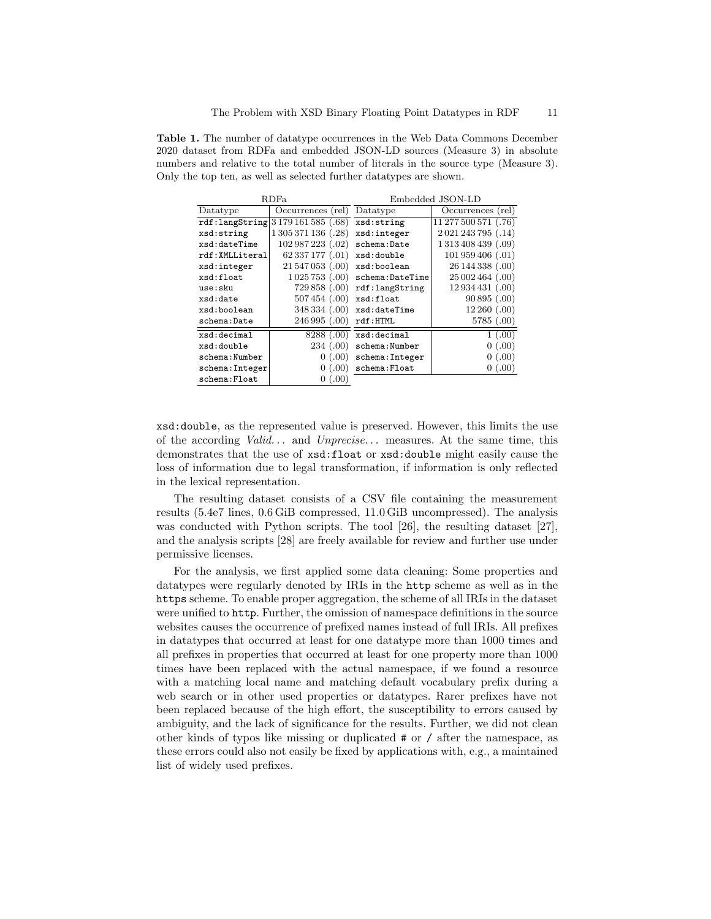**Table 1.** The number of datatype occurrences in the Web Data Commons December 2020 dataset from RDFa and embedded JSON-LD sources (Measure 3) in absolute numbers and relative to the total number of literals in the source type (Measure 3). Only the top ten, as well as selected further datatypes are shown.

| RDFa | | Embedded JSON-LD | |
|---|---|---|---|
| Datatype | Occurrences (rel) | Datatype | Occurrences (rel) |
| rdf:langString | 3 179 161 585 (.68) | xsd:string | 11 277 500 571 (.76) |
| xsd:string | 1 305 371 136 (.28) | xsd:integer | 2 021 243 795 (.14) |
| xsd:dateTime | 102 987 223 (.02) | schema:Date | 1 313 408 439 (.09) |
| rdf:XMLLiteral | 62 337 177 (.01) | xsd:double | 101 959 406 (.01) |
| xsd:integer | 21 547 053 (.00) | xsd:boolean | 26 144 338 (.00) |
| xsd:float | 1 025 753 (.00) | schema:DateTime | 25 002 464 (.00) |
| use:sku | 729 858 (.00) | rdf:langString | 12 934 431 (.00) |
| xsd:date | 507 454 (.00) | xsd:float | 90 895 (.00) |
| xsd:boolean | 348 334 (.00) | xsd:dateTime | 12 260 (.00) |
| schema:Date | 246 995 (.00) | rdf:HTML | 5785 (.00) |
| xsd:decimal | 8288 (.00) | xsd:decimal | 1 (.00) |
| xsd:double | 234 (.00) | schema:Number | 0 (.00) |
| schema:Number | 0 (.00) | schema:Integer | 0 (.00) |
| schema:Integer | 0 (.00) | schema:Float | 0 (.00) |
| schema:Float | 0 (.00) | | |

xsd:double, as the represented value is preserved. However, this limits the use of the according *Valid...* and *Unprecise...* measures. At the same time, this demonstrates that the use of xsd:float or xsd:double might easily cause the loss of information due to legal transformation, if information is only reflected in the lexical representation.

The resulting dataset consists of a CSV file containing the measurement results (5.4e7 lines, 0.6 GiB compressed, 11.0 GiB uncompressed). The analysis was conducted with Python scripts. The tool [26], the resulting dataset [27], and the analysis scripts [28] are freely available for review and further use under permissive licenses.

For the analysis, we first applied some data cleaning: Some properties and datatypes were regularly denoted by IRIs in the http scheme as well as in the https scheme. To enable proper aggregation, the scheme of all IRIs in the dataset were unified to http. Further, the omission of namespace definitions in the source websites causes the occurrence of prefixed names instead of full IRIs. All prefixes in datatypes that occurred at least for one datatype more than 1000 times and all prefixes in properties that occurred at least for one property more than 1000 times have been replaced with the actual namespace, if we found a resource with a matching local name and matching default vocabulary prefix during a web search or in other used properties or datatypes. Rarer prefixes have not been replaced because of the high effort, the susceptibility to errors caused by ambiguity, and the lack of significance for the results. Further, we did not clean other kinds of typos like missing or duplicated # or / after the namespace, as these errors could also not easily be fixed by applications with, e.g., a maintained list of widely used prefixes.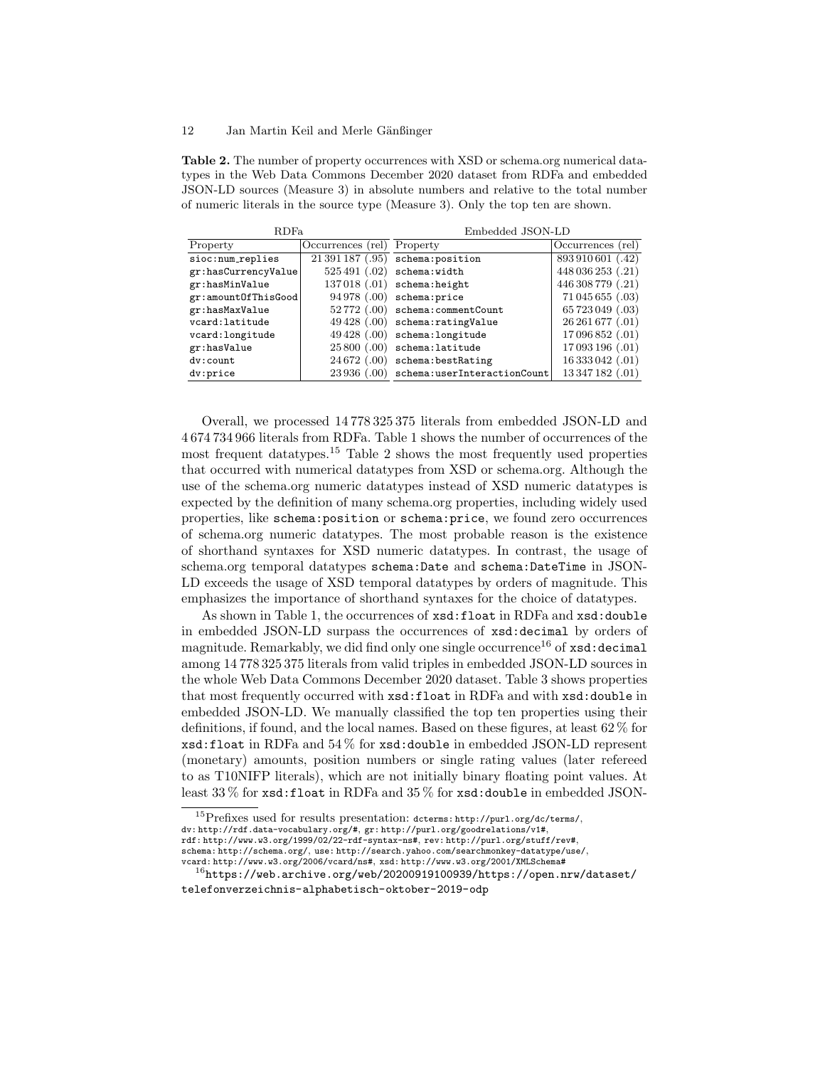**Table 2.** The number of property occurrences with XSD or schema.org numerical datatypes in the Web Data Commons December 2020 dataset from RDFa and embedded JSON-LD sources (Measure 3) in absolute numbers and relative to the total number of numeric literals in the source type (Measure 3). Only the top ten are shown.

| RDFa | | Embedded JSON-LD | |
|---|---|---|---|
| Property | Occurrences (rel) | Property | Occurrences (rel) |
| sioc:num_replies | 21 391 187 (.95) | schema:position | 893 910 601 (.42) |
| gr:hasCurrencyValue | 525 491 (.02) | schema:width | 448 036 253 (.21) |
| gr:hasMinValue | 137 018 (.01) | schema:height | 446 308 779 (.21) |
| gr:amountOfThisGood | 94 978 (.00) | schema:price | 71 045 655 (.03) |
| gr:hasMaxValue | 52 772 (.00) | schema:commentCount | 65 723 049 (.03) |
| vcard:latitude | 49 428 (.00) | schema:ratingValue | 26 261 677 (.01) |
| vcard:longitude | 49 428 (.00) | schema:longitude | 17 096 852 (.01) |
| gr:hasValue | 25 800 (.00) | schema:latitude | 17 093 196 (.01) |
| dv:count | 24 672 (.00) | schema:bestRating | 16 333 042 (.01) |
| dv:price | 23 936 (.00) | schema:userInteractionCount | 13 347 182 (.01) |

Overall, we processed 14 778 325 375 literals from embedded JSON-LD and 4 674 734 966 literals from RDFa. Table 1 shows the number of occurrences of the most frequent datatypes.[15] Table 2 shows the most frequently used properties that occurred with numerical datatypes from XSD or schema.org. Although the use of the schema.org numeric datatypes instead of XSD numeric datatypes is expected by the definition of many schema.org properties, including widely used properties, like `schema:position` or `schema:price`, we found zero occurrences of schema.org numeric datatypes. The most probable reason is the existence of shorthand syntaxes for XSD numeric datatypes. In contrast, the usage of schema.org temporal datatypes `schema:Date` and `schema:DateTime` in JSON-LD exceeds the usage of XSD temporal datatypes by orders of magnitude. This emphasizes the importance of shorthand syntaxes for the choice of datatypes.

As shown in Table 1, the occurrences of `xsd:float` in RDFa and `xsd:double` in embedded JSON-LD surpass the occurrences of `xsd:decimal` by orders of magnitude. Remarkably, we did find only one single occurrence[16] of `xsd:decimal` among 14 778 325 375 literals from valid triples in embedded JSON-LD sources in the whole Web Data Commons December 2020 dataset. Table 3 shows properties that most frequently occurred with `xsd:float` in RDFa and with `xsd:double` in embedded JSON-LD. We manually classified the top ten properties using their definitions, if found, and the local names. Based on these figures, at least 62 % for `xsd:float` in RDFa and 54 % for `xsd:double` in embedded JSON-LD represent (monetary) amounts, position numbers or single rating values (later refereed to as T10NIFP literals), which are not initially binary floating point values. At least 33 % for `xsd:float` in RDFa and 35 % for `xsd:double` in embedded JSON-

[15] Prefixes used for results presentation: dcterms: http://purl.org/dc/terms/, dv: http://rdf.data-vocabulary.org/#, gr: http://purl.org/goodrelations/v1#, rdf: http://www.w3.org/1999/02/22-rdf-syntax-ns#, rev: http://purl.org/stuff/rev#, schema: http://schema.org/, use: http://search.yahoo.com/searchmonkey-datatype/use/, vcard: http://www.w3.org/2006/vcard/ns#, xsd: http://www.w3.org/2001/XMLSchema#

[16] https://web.archive.org/web/20200919100939/https://open.nrw/dataset/telefonverzeichnis-alphabetisch-oktober-2019-odp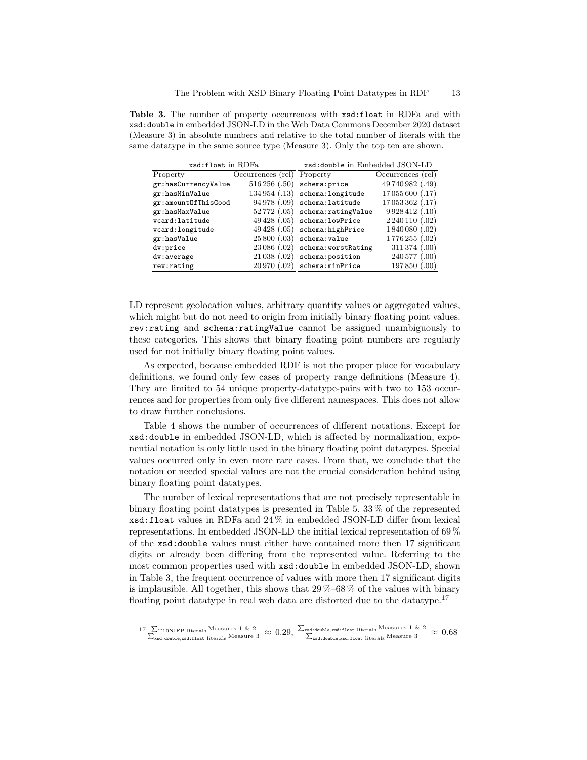**Table 3.** The number of property occurrences with `xsd:float` in RDFa and with `xsd:double` in embedded JSON-LD in the Web Data Commons December 2020 dataset (Measure 3) in absolute numbers and relative to the total number of literals with the same datatype in the same source type (Measure 3). Only the top ten are shown.

| `xsd:float` in RDFa | | `xsd:double` in Embedded JSON-LD | |
|---|---|---|---|
| Property | Occurrences (rel) | Property | Occurrences (rel) |
| `gr:hasCurrencyValue` | 516 256 (.50) | `schema:price` | 49 740 982 (.49) |
| `gr:hasMinValue` | 134 954 (.13) | `schema:longitude` | 17 055 600 (.17) |
| `gr:amountOfThisGood` | 94 978 (.09) | `schema:latitude` | 17 053 362 (.17) |
| `gr:hasMaxValue` | 52 772 (.05) | `schema:ratingValue` | 9 928 412 (.10) |
| `vcard:latitude` | 49 428 (.05) | `schema:lowPrice` | 2 240 110 (.02) |
| `vcard:longitude` | 49 428 (.05) | `schema:highPrice` | 1 840 080 (.02) |
| `gr:hasValue` | 25 800 (.03) | `schema:value` | 1 776 255 (.02) |
| `dv:price` | 23 086 (.02) | `schema:worstRating` | 311 374 (.00) |
| `dv:average` | 21 038 (.02) | `schema:position` | 240 577 (.00) |
| `rev:rating` | 20 970 (.02) | `schema:minPrice` | 197 850 (.00) |

LD represent geolocation values, arbitrary quantity values or aggregated values, which might but do not need to origin from initially binary floating point values. `rev:rating` and `schema:ratingValue` cannot be assigned unambiguously to these categories. This shows that binary floating point numbers are regularly used for not initially binary floating point values.

As expected, because embedded RDF is not the proper place for vocabulary definitions, we found only few cases of property range definitions (Measure 4). They are limited to 54 unique property-datatype-pairs with two to 153 occurrences and for properties from only five different namespaces. This does not allow to draw further conclusions.

Table 4 shows the number of occurrences of different notations. Except for `xsd:double` in embedded JSON-LD, which is affected by normalization, exponential notation is only little used in the binary floating point datatypes. Special values occurred only in even more rare cases. From that, we conclude that the notation or needed special values are not the crucial consideration behind using binary floating point datatypes.

The number of lexical representations that are not precisely representable in binary floating point datatypes is presented in Table 5. 33 % of the represented `xsd:float` values in RDFa and 24 % in embedded JSON-LD differ from lexical representations. In embedded JSON-LD the initial lexical representation of 69 % of the `xsd:double` values must either have contained more then 17 significant digits or already been differing from the represented value. Referring to the most common properties used with `xsd:double` in embedded JSON-LD, shown in Table 3, the frequent occurrence of values with more then 17 significant digits is implausible. All together, this shows that 29 %–68 % of the values with binary floating point datatype in real web data are distorted due to the datatype.[17]

[17] $\frac{\sum_{\text{T10NIFP literals}} \text{Measures 1 \& 2}}{\sum_{\text{xsd:double,xsd:float literals}} \text{Measure 3}} \approx 0.29$, $\frac{\sum_{\text{xsd:double,xsd:float literals}} \text{Measures 1 \& 2}}{\sum_{\text{xsd:double,xsd:float literals}} \text{Measure 3}} \approx 0.68$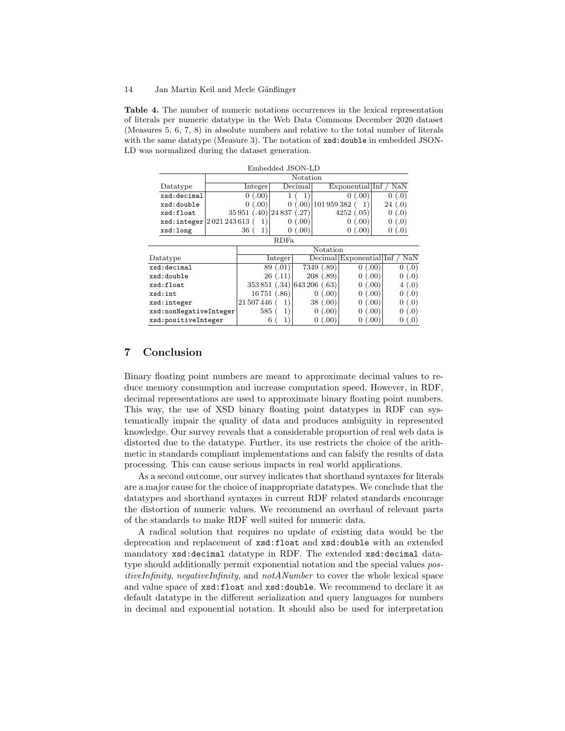**Table 4.** The number of numeric notations occurrences in the lexical representation of literals per numeric datatype in the Web Data Commons December 2020 dataset (Measures 5, 6, 7, 8) in absolute numbers and relative to the total number of literals with the same datatype (Measure 3). The notation of `xsd:double` in embedded JSON-LD was normalized during the dataset generation.

Embedded JSON-LD

| Datatype | Notation | | | |
|---|---|---|---|---|
| | Integer | Decimal | Exponential | Inf / NaN |
| `xsd:decimal` | 0 (.00) | 1 ( 1) | 0 (.00) | 0 (.0) |
| `xsd:double` | 0 (.00) | 0 (.00) | 101 959 382 ( 1) | 24 (.0) |
| `xsd:float` | 35 951 (.40) | 24 837 (.27) | 4252 (.05) | 0 (.0) |
| `xsd:integer` | 2 021 243 613 ( 1) | 0 (.00) | 0 (.00) | 0 (.0) |
| `xsd:long` | 36 ( 1) | 0 (.00) | 0 (.00) | 0 (.0) |

RDFa

| Datatype | Notation | | | |
|---|---|---|---|---|
| | Integer | Decimal | Exponential | Inf / NaN |
| `xsd:decimal` | 89 (.01) | 7349 (.89) | 0 (.00) | 0 (.0) |
| `xsd:double` | 26 (.11) | 208 (.89) | 0 (.00) | 0 (.0) |
| `xsd:float` | 353 851 (.34) | 643 206 (.63) | 0 (.00) | 4 (.0) |
| `xsd:int` | 16 751 (.86) | 0 (.00) | 0 (.00) | 0 (.0) |
| `xsd:integer` | 21 507 446 ( 1) | 38 (.00) | 0 (.00) | 0 (.0) |
| `xsd:nonNegativeInteger` | 585 ( 1) | 0 (.00) | 0 (.00) | 0 (.0) |
| `xsd:positiveInteger` | 6 ( 1) | 0 (.00) | 0 (.00) | 0 (.0) |

## 7 Conclusion

Binary floating point numbers are meant to approximate decimal values to reduce memory consumption and increase computation speed. However, in RDF, decimal representations are used to approximate binary floating point numbers. This way, the use of XSD binary floating point datatypes in RDF can systematically impair the quality of data and produces ambiguity in represented knowledge. Our survey reveals that a considerable proportion of real web data is distorted due to the datatype. Further, its use restricts the choice of the arithmetic in standards compliant implementations and can falsify the results of data processing. This can cause serious impacts in real world applications.

As a second outcome, our survey indicates that shorthand syntaxes for literals are a major cause for the choice of inappropriate datatypes. We conclude that the datatypes and shorthand syntaxes in current RDF related standards encourage the distortion of numeric values. We recommend an overhaul of relevant parts of the standards to make RDF well suited for numeric data.

A radical solution that requires no update of existing data would be the deprecation and replacement of `xsd:float` and `xsd:double` with an extended mandatory `xsd:decimal` datatype in RDF. The extended `xsd:decimal` datatype should additionally permit exponential notation and the special values *positiveInfinity*, *negativeInfinity*, and *notANumber* to cover the whole lexical space and value space of `xsd:float` and `xsd:double`. We recommend to declare it as default datatype in the different serialization and query languages for numbers in decimal and exponential notation. It should also be used for interpretation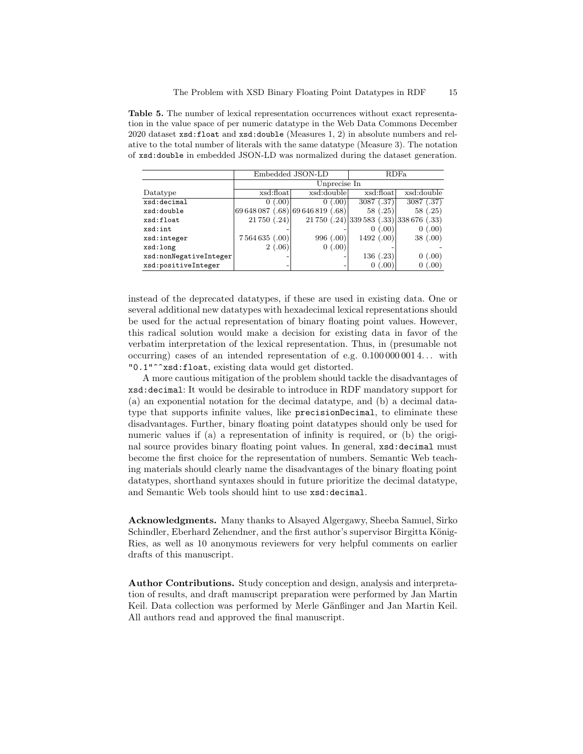**Table 5.** The number of lexical representation occurrences without exact representation in the value space of per numeric datatype in the Web Data Commons December 2020 dataset `xsd:float` and `xsd:double` (Measures 1, 2) in absolute numbers and relative to the total number of literals with the same datatype (Measure 3). The notation of `xsd:double` in embedded JSON-LD was normalized during the dataset generation.

| | Embedded JSON-LD | | RDFa | |
|---|---|---|---|---|
| | Unprecise In | | | |
| Datatype | xsd:float | xsd:double | xsd:float | xsd:double |
| `xsd:decimal` | 0 (.00) | 0 (.00) | 3087 (.37) | 3087 (.37) |
| `xsd:double` | 69 648 087 (.68) | 69 646 819 (.68) | 58 (.25) | 58 (.25) |
| `xsd:float` | 21 750 (.24) | 21 750 (.24) | 339 583 (.33) | 338 676 (.33) |
| `xsd:int` | - | - | 0 (.00) | 0 (.00) |
| `xsd:integer` | 7 564 635 (.00) | 996 (.00) | 1492 (.00) | 38 (.00) |
| `xsd:long` | 2 (.06) | 0 (.00) | - | - |
| `xsd:nonNegativeInteger` | - | - | 136 (.23) | 0 (.00) |
| `xsd:positiveInteger` | - | - | 0 (.00) | 0 (.00) |

instead of the deprecated datatypes, if these are used in existing data. One or several additional new datatypes with hexadecimal lexical representations should be used for the actual representation of binary floating point values. However, this radical solution would make a decision for existing data in favor of the verbatim interpretation of the lexical representation. Thus, in (presumable not occurring) cases of an intended representation of e.g. $0.100\,000\,001\,4\ldots$ with `"0.1"^^xsd:float`, existing data would get distorted.

A more cautious mitigation of the problem should tackle the disadvantages of `xsd:decimal`: It would be desirable to introduce in RDF mandatory support for (a) an exponential notation for the decimal datatype, and (b) a decimal datatype that supports infinite values, like `precisionDecimal`, to eliminate these disadvantages. Further, binary floating point datatypes should only be used for numeric values if (a) a representation of infinity is required, or (b) the original source provides binary floating point values. In general, `xsd:decimal` must become the first choice for the representation of numbers. Semantic Web teaching materials should clearly name the disadvantages of the binary floating point datatypes, shorthand syntaxes should in future prioritize the decimal datatype, and Semantic Web tools should hint to use `xsd:decimal`.

**Acknowledgments.** Many thanks to Alsayed Algergawy, Sheeba Samuel, Sirko Schindler, Eberhard Zehendner, and the first author's supervisor Birgitta König-Ries, as well as 10 anonymous reviewers for very helpful comments on earlier drafts of this manuscript.

**Author Contributions.** Study conception and design, analysis and interpretation of results, and draft manuscript preparation were performed by Jan Martin Keil. Data collection was performed by Merle Gänßinger and Jan Martin Keil. All authors read and approved the final manuscript.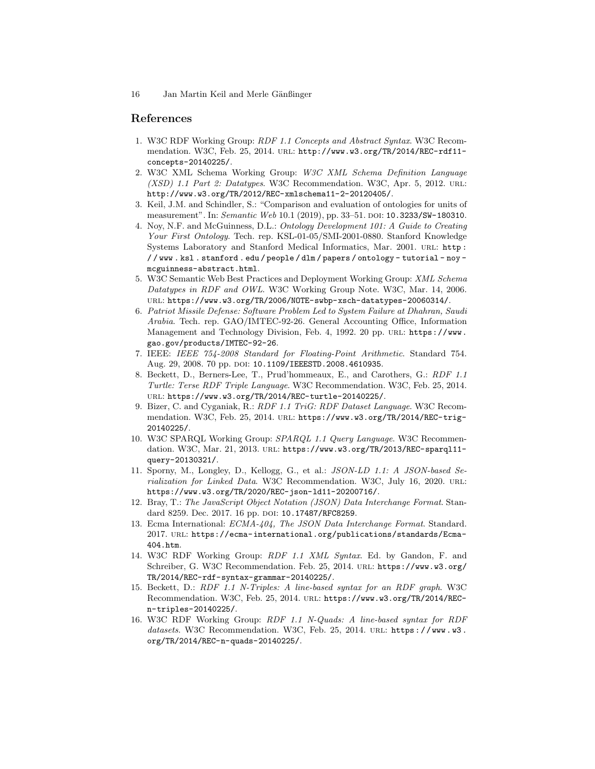## References

1. W3C RDF Working Group: *RDF 1.1 Concepts and Abstract Syntax*. W3C Recommendation. W3C, Feb. 25, 2014. URL: http://www.w3.org/TR/2014/REC-rdf11-concepts-20140225/.
2. W3C XML Schema Working Group: *W3C XML Schema Definition Language (XSD) 1.1 Part 2: Datatypes*. W3C Recommendation. W3C, Apr. 5, 2012. URL: http://www.w3.org/TR/2012/REC-xmlschema11-2-20120405/.
3. Keil, J.M. and Schindler, S.: "Comparison and evaluation of ontologies for units of measurement". In: *Semantic Web* 10.1 (2019), pp. 33–51. DOI: 10.3233/SW-180310.
4. Noy, N.F. and McGuinness, D.L.: *Ontology Development 101: A Guide to Creating Your First Ontology*. Tech. rep. KSL-01-05/SMI-2001-0880. Stanford Knowledge Systems Laboratory and Stanford Medical Informatics, Mar. 2001. URL: http://www.ksl.stanford.edu/people/dlm/papers/ontology-tutorial-noy-mcguinness-abstract.html.
5. W3C Semantic Web Best Practices and Deployment Working Group: *XML Schema Datatypes in RDF and OWL*. W3C Working Group Note. W3C, Mar. 14, 2006. URL: https://www.w3.org/TR/2006/NOTE-swbp-xsch-datatypes-20060314/.
6. *Patriot Missile Defense: Software Problem Led to System Failure at Dhahran, Saudi Arabia*. Tech. rep. GAO/IMTEC-92-26. General Accounting Office, Information Management and Technology Division, Feb. 4, 1992. 20 pp. URL: https://www.gao.gov/products/IMTEC-92-26.
7. IEEE: *IEEE 754-2008 Standard for Floating-Point Arithmetic*. Standard 754. Aug. 29, 2008. 70 pp. DOI: 10.1109/IEEESTD.2008.4610935.
8. Beckett, D., Berners-Lee, T., Prud'hommeaux, E., and Carothers, G.: *RDF 1.1 Turtle: Terse RDF Triple Language*. W3C Recommendation. W3C, Feb. 25, 2014. URL: https://www.w3.org/TR/2014/REC-turtle-20140225/.
9. Bizer, C. and Cyganiak, R.: *RDF 1.1 TriG: RDF Dataset Language*. W3C Recommendation. W3C, Feb. 25, 2014. URL: https://www.w3.org/TR/2014/REC-trig-20140225/.
10. W3C SPARQL Working Group: *SPARQL 1.1 Query Language*. W3C Recommendation. W3C, Mar. 21, 2013. URL: https://www.w3.org/TR/2013/REC-sparql11-query-20130321/.
11. Sporny, M., Longley, D., Kellogg, G., et al.: *JSON-LD 1.1: A JSON-based Serialization for Linked Data*. W3C Recommendation. W3C, July 16, 2020. URL: https://www.w3.org/TR/2020/REC-json-ld11-20200716/.
12. Bray, T.: *The JavaScript Object Notation (JSON) Data Interchange Format*. Standard 8259. Dec. 2017. 16 pp. DOI: 10.17487/RFC8259.
13. Ecma International: *ECMA-404, The JSON Data Interchange Format*. Standard. 2017. URL: https://ecma-international.org/publications/standards/Ecma-404.htm.
14. W3C RDF Working Group: *RDF 1.1 XML Syntax*. Ed. by Gandon, F. and Schreiber, G. W3C Recommendation. Feb. 25, 2014. URL: https://www.w3.org/TR/2014/REC-rdf-syntax-grammar-20140225/.
15. Beckett, D.: *RDF 1.1 N-Triples: A line-based syntax for an RDF graph*. W3C Recommendation. W3C, Feb. 25, 2014. URL: https://www.w3.org/TR/2014/REC-n-triples-20140225/.
16. W3C RDF Working Group: *RDF 1.1 N-Quads: A line-based syntax for RDF datasets*. W3C Recommendation. W3C, Feb. 25, 2014. URL: https://www.w3.org/TR/2014/REC-n-quads-20140225/.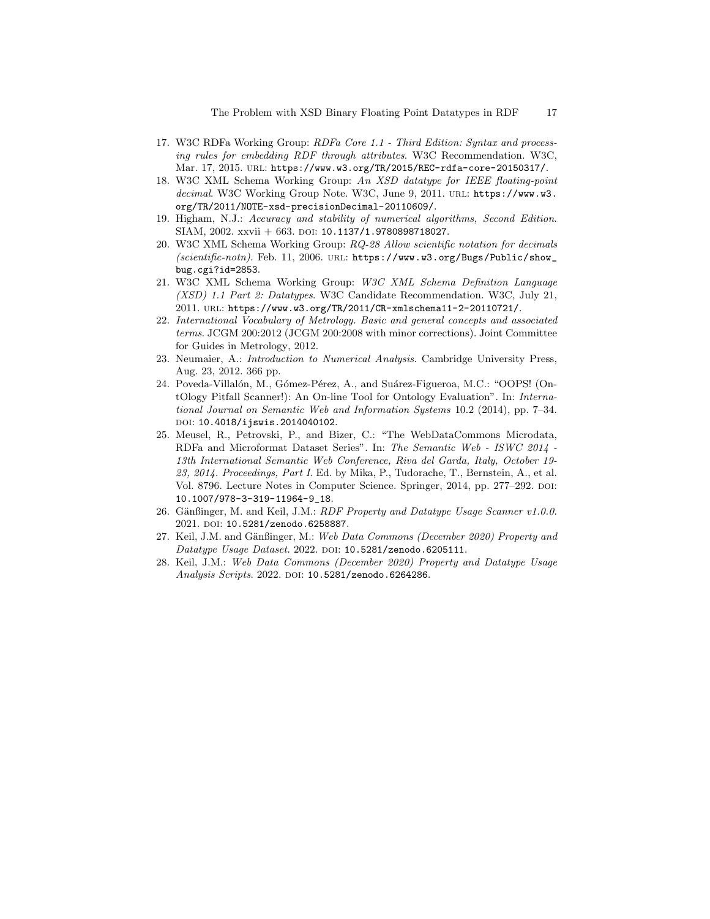17. W3C RDFa Working Group: *RDFa Core 1.1 - Third Edition: Syntax and processing rules for embedding RDF through attributes*. W3C Recommendation. W3C, Mar. 17, 2015. URL: `https://www.w3.org/TR/2015/REC-rdfa-core-20150317/`.
18. W3C XML Schema Working Group: *An XSD datatype for IEEE floating-point decimal*. W3C Working Group Note. W3C, June 9, 2011. URL: `https://www.w3.org/TR/2011/NOTE-xsd-precisionDecimal-20110609/`.
19. Higham, N.J.: *Accuracy and stability of numerical algorithms, Second Edition*. SIAM, 2002. xxvii + 663. DOI: `10.1137/1.9780898718027`.
20. W3C XML Schema Working Group: *RQ-28 Allow scientific notation for decimals (scientific-notn)*. Feb. 11, 2006. URL: `https://www.w3.org/Bugs/Public/show_bug.cgi?id=2853`.
21. W3C XML Schema Working Group: *W3C XML Schema Definition Language (XSD) 1.1 Part 2: Datatypes*. W3C Candidate Recommendation. W3C, July 21, 2011. URL: `https://www.w3.org/TR/2011/CR-xmlschema11-2-20110721/`.
22. *International Vocabulary of Metrology. Basic and general concepts and associated terms*. JCGM 200:2012 (JCGM 200:2008 with minor corrections). Joint Committee for Guides in Metrology, 2012.
23. Neumaier, A.: *Introduction to Numerical Analysis*. Cambridge University Press, Aug. 23, 2012. 366 pp.
24. Poveda-Villalón, M., Gómez-Pérez, A., and Suárez-Figueroa, M.C.: "OOPS! (OntOlogy Pitfall Scanner!): An On-line Tool for Ontology Evaluation". In: *International Journal on Semantic Web and Information Systems* 10.2 (2014), pp. 7–34. DOI: `10.4018/ijswis.2014040102`.
25. Meusel, R., Petrovski, P., and Bizer, C.: "The WebDataCommons Microdata, RDFa and Microformat Dataset Series". In: *The Semantic Web - ISWC 2014 - 13th International Semantic Web Conference, Riva del Garda, Italy, October 19-23, 2014. Proceedings, Part I*. Ed. by Mika, P., Tudorache, T., Bernstein, A., et al. Vol. 8796. Lecture Notes in Computer Science. Springer, 2014, pp. 277–292. DOI: `10.1007/978-3-319-11964-9_18`.
26. Gänßinger, M. and Keil, J.M.: *RDF Property and Datatype Usage Scanner v1.0.0*. 2021. DOI: `10.5281/zenodo.6258887`.
27. Keil, J.M. and Gänßinger, M.: *Web Data Commons (December 2020) Property and Datatype Usage Dataset*. 2022. DOI: `10.5281/zenodo.6205111`.
28. Keil, J.M.: *Web Data Commons (December 2020) Property and Datatype Usage Analysis Scripts*. 2022. DOI: `10.5281/zenodo.6264286`.